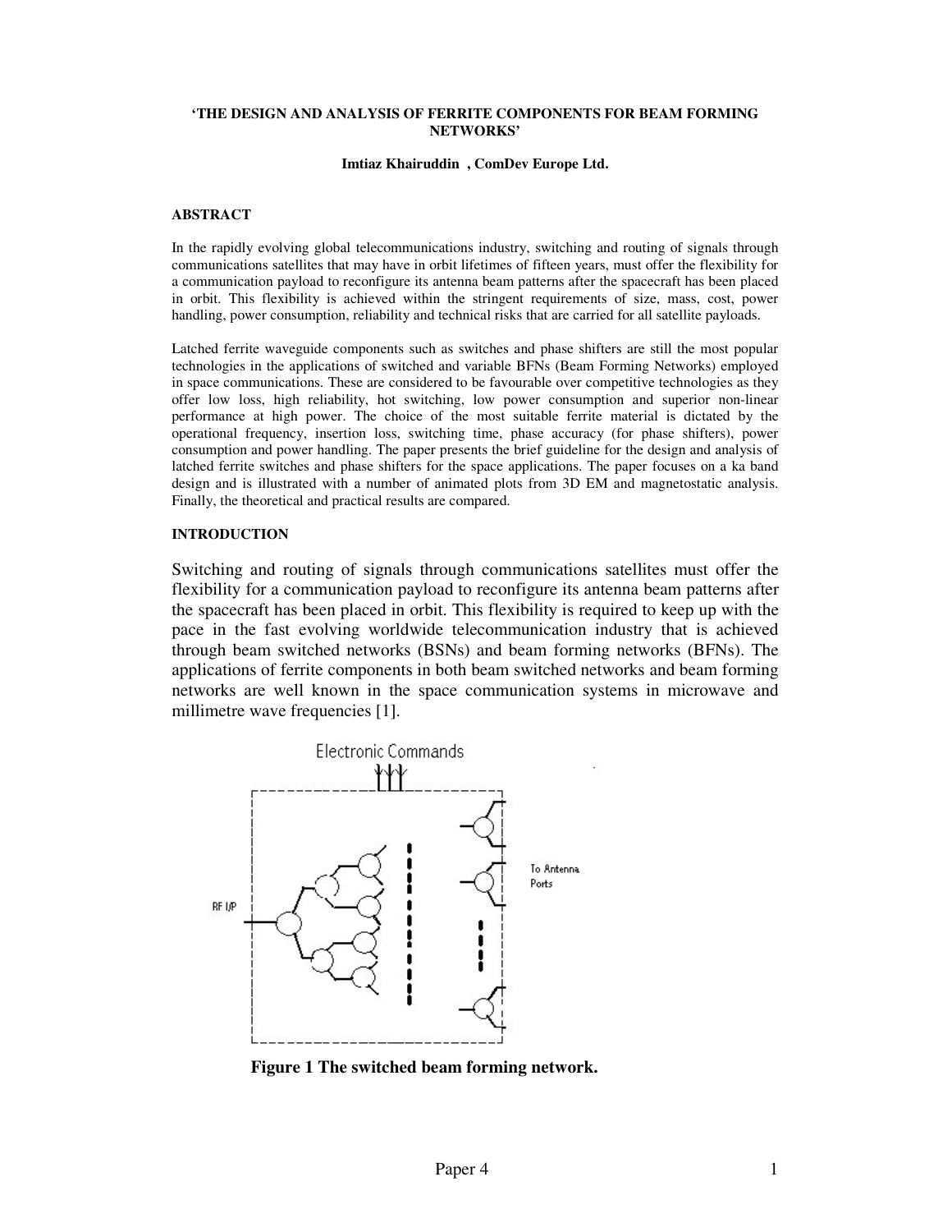# 'THE DESIGN AND ANALYSIS OF FERRITE COMPONENTS FOR BEAM FORMING NETWORKS'

**Imtiaz Khairuddin , ComDev Europe Ltd.**

## ABSTRACT

In the rapidly evolving global telecommunications industry, switching and routing of signals through communications satellites that may have in orbit lifetimes of fifteen years, must offer the flexibility for a communication payload to reconfigure its antenna beam patterns after the spacecraft has been placed in orbit. This flexibility is achieved within the stringent requirements of size, mass, cost, power handling, power consumption, reliability and technical risks that are carried for all satellite payloads.

Latched ferrite waveguide components such as switches and phase shifters are still the most popular technologies in the applications of switched and variable BFNs (Beam Forming Networks) employed in space communications. These are considered to be favourable over competitive technologies as they offer low loss, high reliability, hot switching, low power consumption and superior non-linear performance at high power. The choice of the most suitable ferrite material is dictated by the operational frequency, insertion loss, switching time, phase accuracy (for phase shifters), power consumption and power handling. The paper presents the brief guideline for the design and analysis of latched ferrite switches and phase shifters for the space applications. The paper focuses on a ka band design and is illustrated with a number of animated plots from 3D EM and magnetostatic analysis. Finally, the theoretical and practical results are compared.

## INTRODUCTION

Switching and routing of signals through communications satellites must offer the flexibility for a communication payload to reconfigure its antenna beam patterns after the spacecraft has been placed in orbit. This flexibility is required to keep up with the pace in the fast evolving worldwide telecommunication industry that is achieved through beam switched networks (BSNs) and beam forming networks (BFNs). The applications of ferrite components in both beam switched networks and beam forming networks are well known in the space communication systems in microwave and millimetre wave frequencies [1].

Electronic Commands

RF I/P

To Antenna Ports

**Figure 1 The switched beam forming network.**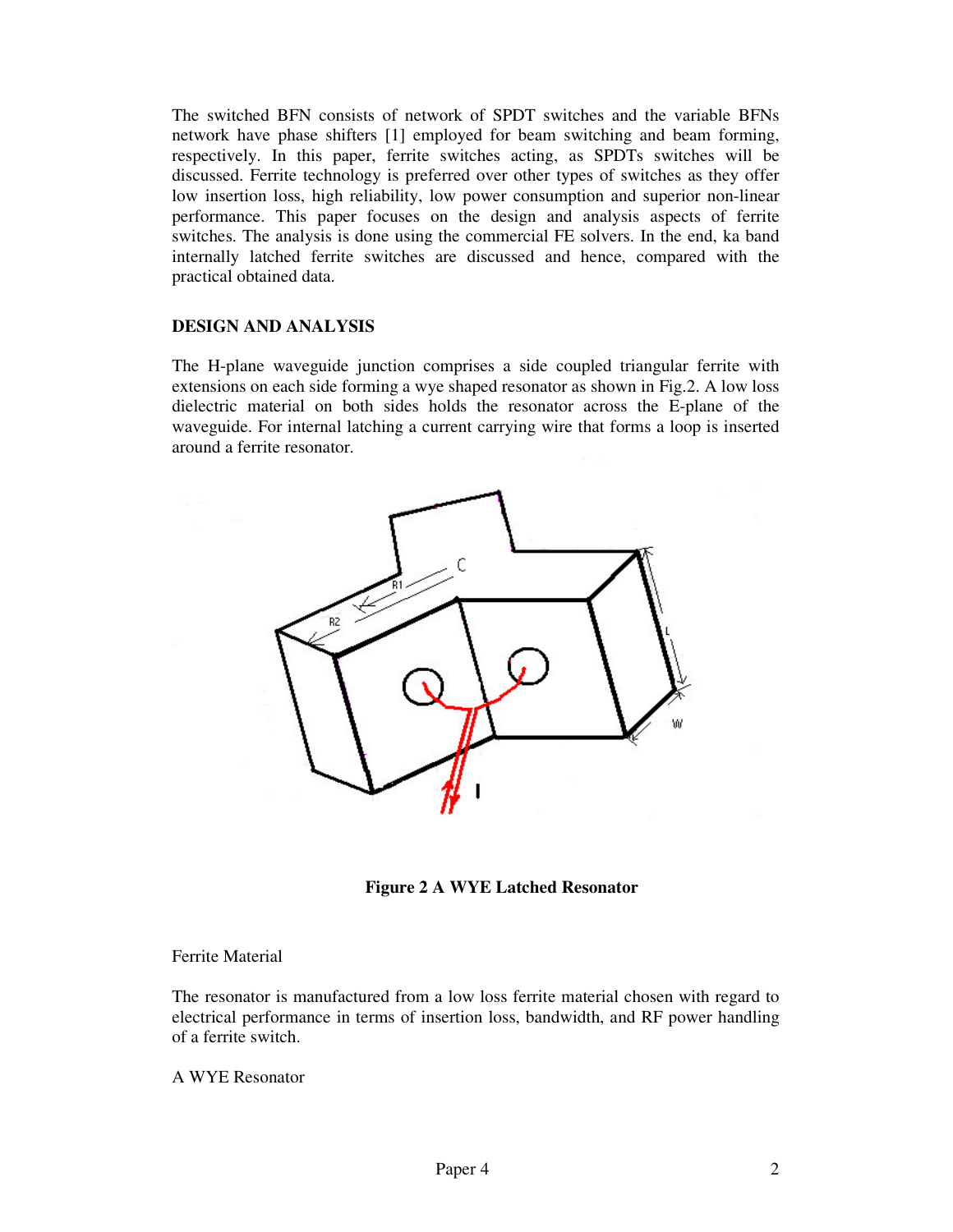The switched BFN consists of network of SPDT switches and the variable BFNs network have phase shifters [1] employed for beam switching and beam forming, respectively. In this paper, ferrite switches acting, as SPDTs switches will be discussed. Ferrite technology is preferred over other types of switches as they offer low insertion loss, high reliability, low power consumption and superior non-linear performance. This paper focuses on the design and analysis aspects of ferrite switches. The analysis is done using the commercial FE solvers. In the end, ka band internally latched ferrite switches are discussed and hence, compared with the practical obtained data.

## DESIGN AND ANALYSIS

The H-plane waveguide junction comprises a side coupled triangular ferrite with extensions on each side forming a wye shaped resonator as shown in Fig.2. A low loss dielectric material on both sides holds the resonator across the E-plane of the waveguide. For internal latching a current carrying wire that forms a loop is inserted around a ferrite resonator.

**Figure 2 A WYE Latched Resonator**

Ferrite Material

The resonator is manufactured from a low loss ferrite material chosen with regard to electrical performance in terms of insertion loss, bandwidth, and RF power handling of a ferrite switch.

A WYE Resonator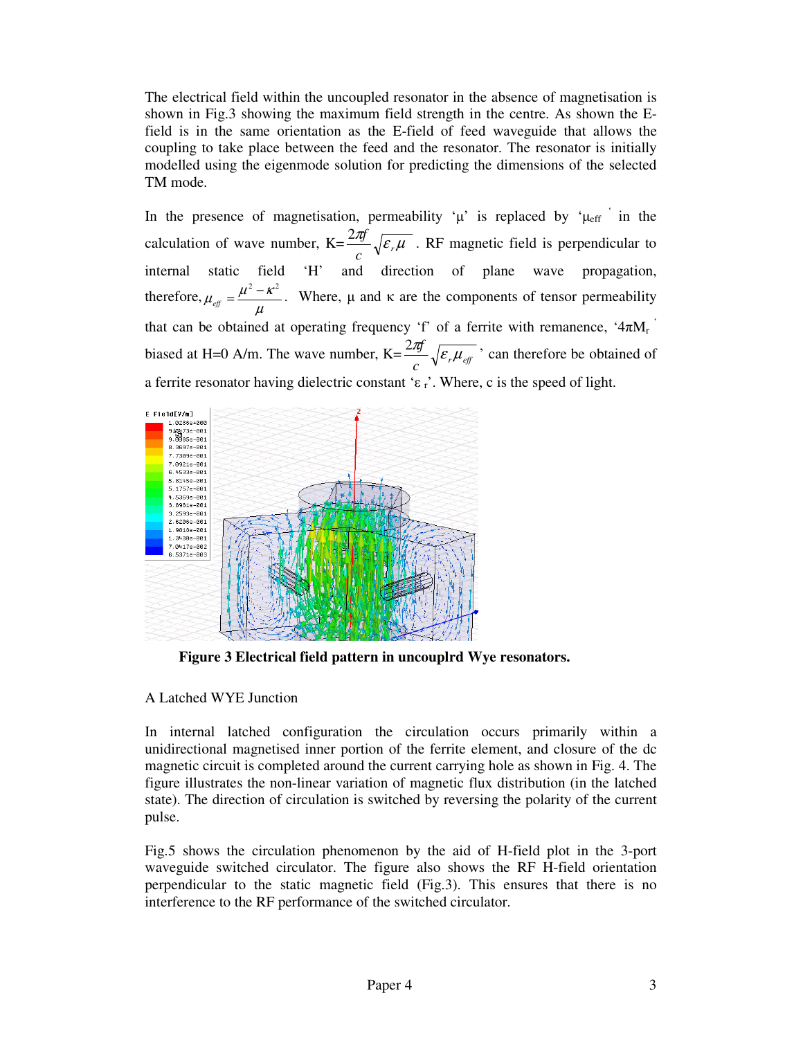The electrical field within the uncoupled resonator in the absence of magnetisation is shown in Fig.3 showing the maximum field strength in the centre. As shown the E-field is in the same orientation as the E-field of feed waveguide that allows the coupling to take place between the feed and the resonator. The resonator is initially modelled using the eigenmode solution for predicting the dimensions of the selected TM mode.

In the presence of magnetisation, permeability 'μ' is replaced by '$\mu_{eff}$' in the calculation of wave number, K=$\frac{2\pi f}{c}\sqrt{\varepsilon_r \mu}$ . RF magnetic field is perpendicular to internal static field 'H' and direction of plane wave propagation, therefore, $\mu_{eff} = \frac{\mu^2 - \kappa^2}{\mu}$. Where, μ and κ are the components of tensor permeability that can be obtained at operating frequency 'f' of a ferrite with remanence, '$4\pi M_r$' biased at H=0 A/m. The wave number, K=$\frac{2\pi f}{c}\sqrt{\varepsilon_r \mu_{eff}}$ ' can therefore be obtained of a ferrite resonator having dielectric constant '$\varepsilon_r$'. Where, c is the speed of light.

**Figure 3 Electrical field pattern in uncouplrd Wye resonators.**

A Latched WYE Junction

In internal latched configuration the circulation occurs primarily within a unidirectional magnetised inner portion of the ferrite element, and closure of the dc magnetic circuit is completed around the current carrying hole as shown in Fig. 4. The figure illustrates the non-linear variation of magnetic flux distribution (in the latched state). The direction of circulation is switched by reversing the polarity of the current pulse.

Fig.5 shows the circulation phenomenon by the aid of H-field plot in the 3-port waveguide switched circulator. The figure also shows the RF H-field orientation perpendicular to the static magnetic field (Fig.3). This ensures that there is no interference to the RF performance of the switched circulator.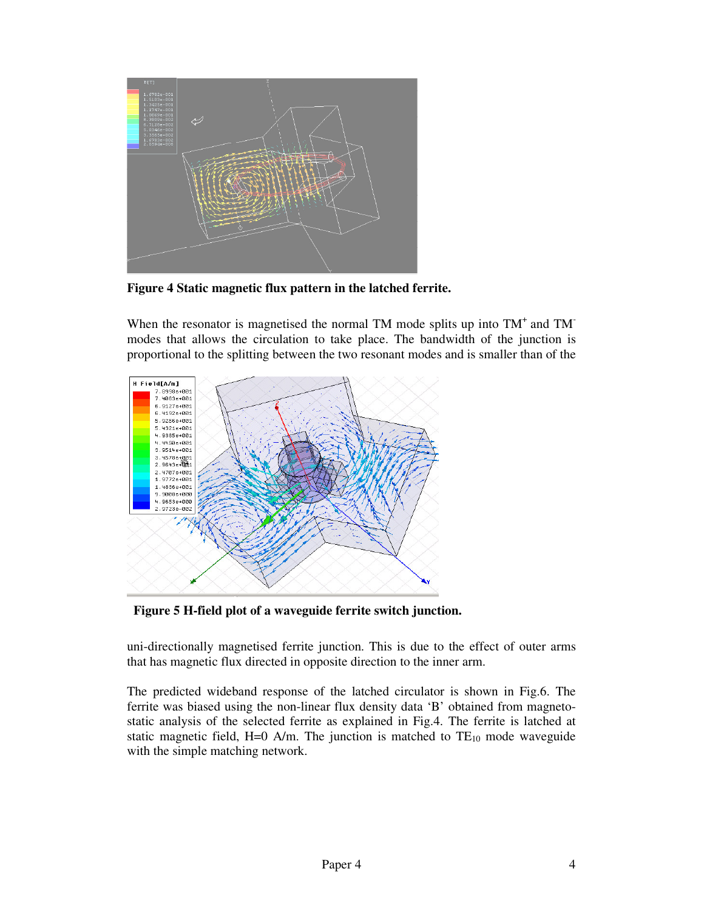**Figure 4 Static magnetic flux pattern in the latched ferrite.**

When the resonator is magnetised the normal TM mode splits up into $TM^+$ and $TM^-$ modes that allows the circulation to take place. The bandwidth of the junction is proportional to the splitting between the two resonant modes and is smaller than of the

**Figure 5 H-field plot of a waveguide ferrite switch junction.**

uni-directionally magnetised ferrite junction. This is due to the effect of outer arms that has magnetic flux directed in opposite direction to the inner arm.

The predicted wideband response of the latched circulator is shown in Fig.6. The ferrite was biased using the non-linear flux density data 'B' obtained from magneto-static analysis of the selected ferrite as explained in Fig.4. The ferrite is latched at static magnetic field, H=0 A/m. The junction is matched to $TE_{10}$ mode waveguide with the simple matching network.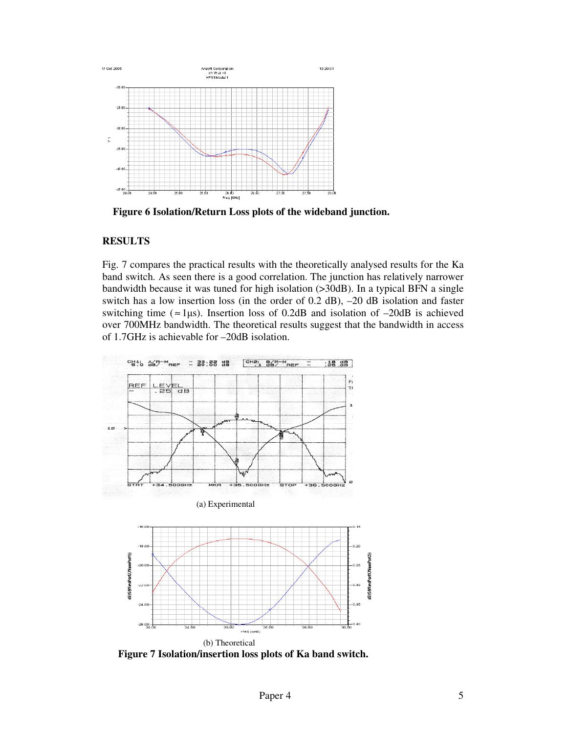**Figure 6 Isolation/Return Loss plots of the wideband junction.**

## RESULTS

Fig. 7 compares the practical results with the theoretically analysed results for the Ka band switch. As seen there is a good correlation. The junction has relatively narrower bandwidth because it was tuned for high isolation (>30dB). In a typical BFN a single switch has a low insertion loss (in the order of 0.2 dB), –20 dB isolation and faster switching time ($\approx 1\mu s$). Insertion loss of 0.2dB and isolation of –20dB is achieved over 700MHz bandwidth. The theoretical results suggest that the bandwidth in access of 1.7GHz is achievable for –20dB isolation.

(a) Experimental

(b) Theoretical

**Figure 7 Isolation/insertion loss plots of Ka band switch.**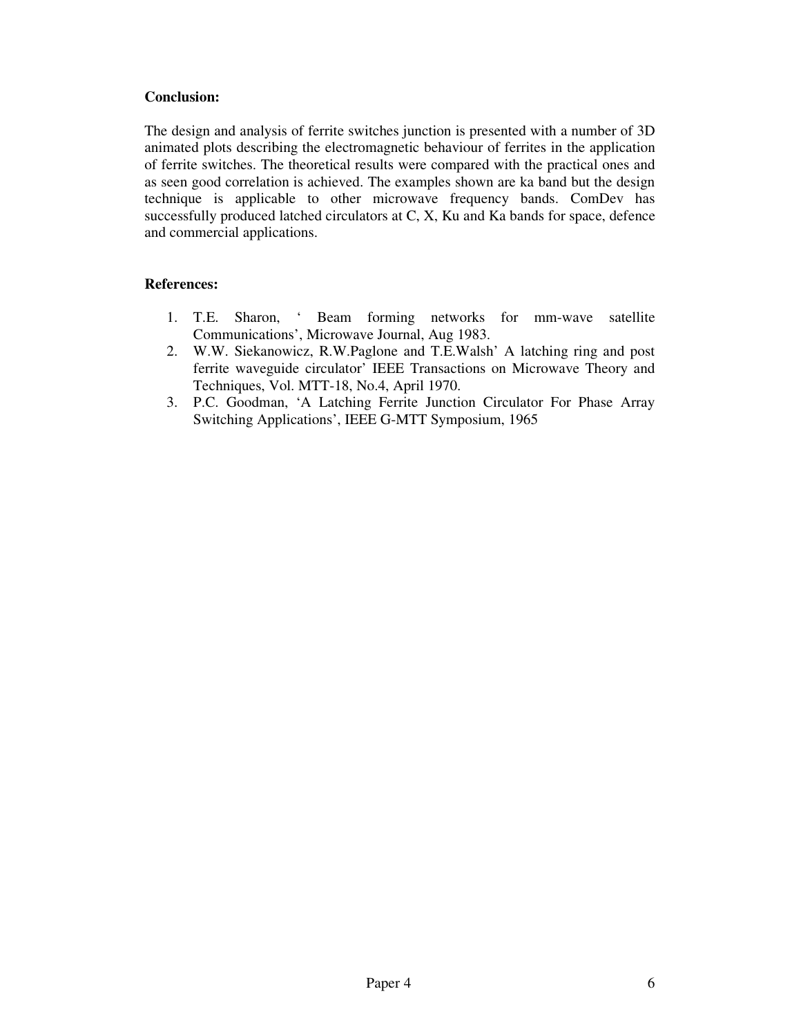**Conclusion:**

The design and analysis of ferrite switches junction is presented with a number of 3D animated plots describing the electromagnetic behaviour of ferrites in the application of ferrite switches. The theoretical results were compared with the practical ones and as seen good correlation is achieved. The examples shown are ka band but the design technique is applicable to other microwave frequency bands. ComDev has successfully produced latched circulators at C, X, Ku and Ka bands for space, defence and commercial applications.

**References:**

1. T.E. Sharon, ‘ Beam forming networks for mm-wave satellite Communications’, Microwave Journal, Aug 1983.
2. W.W. Siekanowicz, R.W.Paglone and T.E.Walsh’ A latching ring and post ferrite waveguide circulator’ IEEE Transactions on Microwave Theory and Techniques, Vol. MTT-18, No.4, April 1970.
3. P.C. Goodman, ‘A Latching Ferrite Junction Circulator For Phase Array Switching Applications’, IEEE G-MTT Symposium, 1965